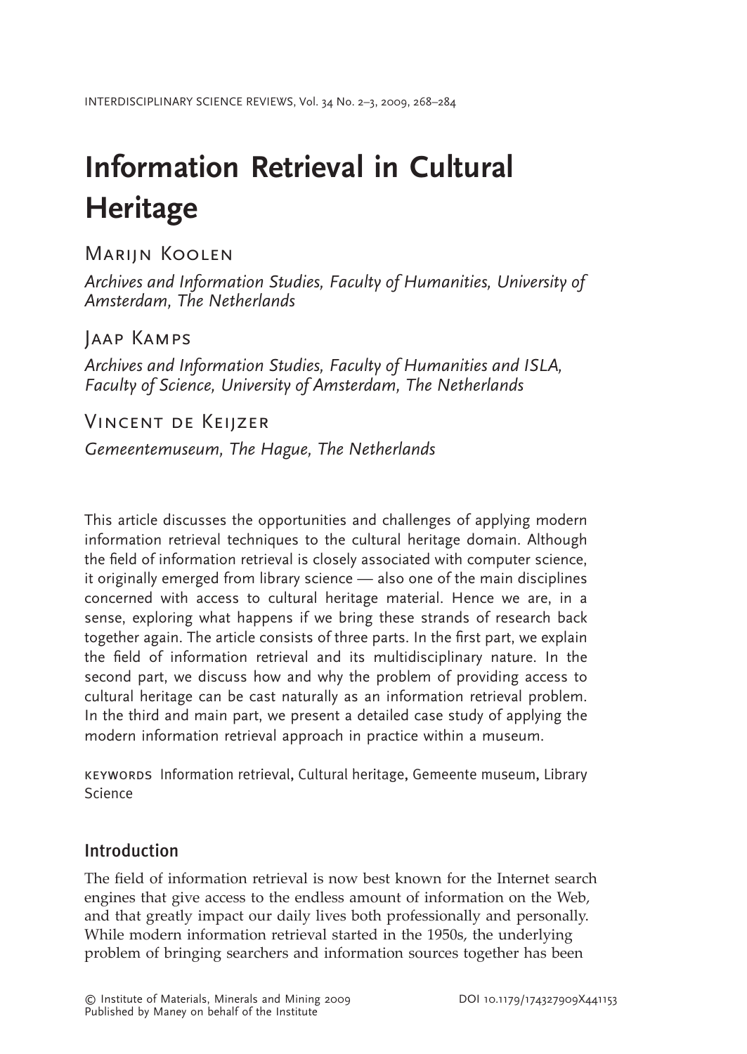# Information Retrieval in Cultural Heritage

Marijn Koolen

*Archives and Information Studies, Faculty of Humanities, University of Amsterdam, The Netherlands*

Jaap Kamps

*Archives and Information Studies, Faculty of Humanities and ISLA, Faculty of Science, University of Amsterdam, The Netherlands*

Vincent de Keijzer

*Gemeentemuseum, The Hague, The Netherlands*

This article discusses the opportunities and challenges of applying modern information retrieval techniques to the cultural heritage domain. Although the field of information retrieval is closely associated with computer science, it originally emerged from library science — also one of the main disciplines concerned with access to cultural heritage material. Hence we are, in a sense, exploring what happens if we bring these strands of research back together again. The article consists of three parts. In the first part, we explain the field of information retrieval and its multidisciplinary nature. In the second part, we discuss how and why the problem of providing access to cultural heritage can be cast naturally as an information retrieval problem. In the third and main part, we present a detailed case study of applying the modern information retrieval approach in practice within a museum.

KEYWORDS Information retrieval, Cultural heritage, Gemeente museum, Library Science

## Introduction

The field of information retrieval is now best known for the Internet search engines that give access to the endless amount of information on the Web, and that greatly impact our daily lives both professionally and personally. While modern information retrieval started in the 1950s, the underlying problem of bringing searchers and information sources together has been

© Institute of Materials, Minerals and Mining 2009
Published by Maney on behalf of the Institute

DOI 10.1179/174327909X441153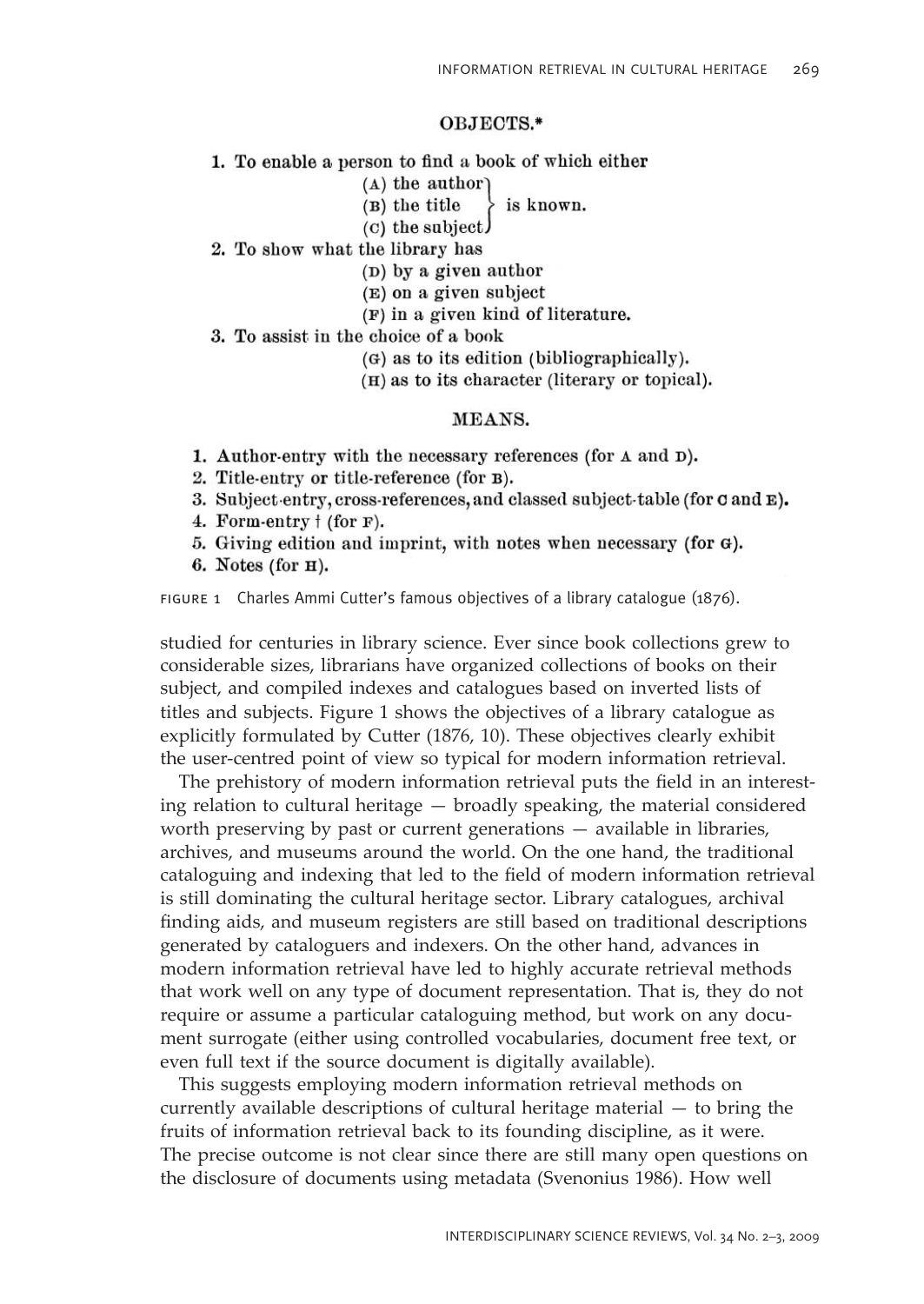**OBJECTS.***

1. To enable a person to find a book of which either
   - (A) the author
   - (B) the title
   - (C) the subject

   is known.
2. To show what the library has
   - (D) by a given author
   - (E) on a given subject
   - (F) in a given kind of literature.
3. To assist in the choice of a book
   - (G) as to its edition (bibliographically).
   - (H) as to its character (literary or topical).

**MEANS.**

1. Author-entry with the necessary references (for A and D).
2. Title-entry or title-reference (for B).
3. Subject-entry, cross-references, and classed subject-table (for C and E).
4. Form-entry † (for F).
5. Giving edition and imprint, with notes when necessary (for G).
6. Notes (for H).

FIGURE 1 Charles Ammi Cutter's famous objectives of a library catalogue (1876).

studied for centuries in library science. Ever since book collections grew to considerable sizes, librarians have organized collections of books on their subject, and compiled indexes and catalogues based on inverted lists of titles and subjects. Figure 1 shows the objectives of a library catalogue as explicitly formulated by Cutter (1876, 10). These objectives clearly exhibit the user-centred point of view so typical for modern information retrieval.

The prehistory of modern information retrieval puts the field in an interesting relation to cultural heritage — broadly speaking, the material considered worth preserving by past or current generations — available in libraries, archives, and museums around the world. On the one hand, the traditional cataloguing and indexing that led to the field of modern information retrieval is still dominating the cultural heritage sector. Library catalogues, archival finding aids, and museum registers are still based on traditional descriptions generated by cataloguers and indexers. On the other hand, advances in modern information retrieval have led to highly accurate retrieval methods that work well on any type of document representation. That is, they do not require or assume a particular cataloguing method, but work on any document surrogate (either using controlled vocabularies, document free text, or even full text if the source document is digitally available).

This suggests employing modern information retrieval methods on currently available descriptions of cultural heritage material — to bring the fruits of information retrieval back to its founding discipline, as it were. The precise outcome is not clear since there are still many open questions on the disclosure of documents using metadata (Svenonius 1986). How well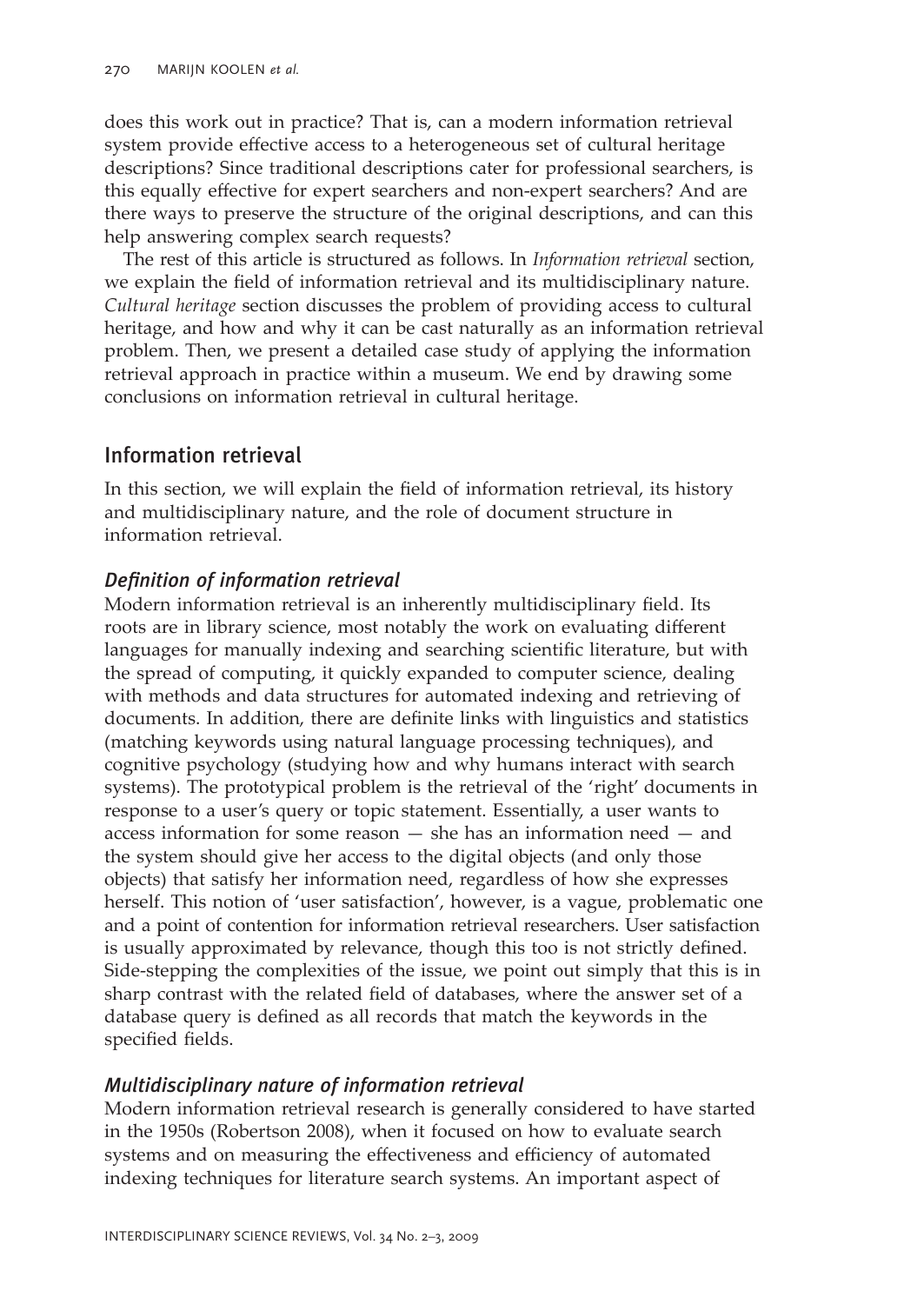does this work out in practice? That is, can a modern information retrieval system provide effective access to a heterogeneous set of cultural heritage descriptions? Since traditional descriptions cater for professional searchers, is this equally effective for expert searchers and non-expert searchers? And are there ways to preserve the structure of the original descriptions, and can this help answering complex search requests?

The rest of this article is structured as follows. In *Information retrieval* section, we explain the field of information retrieval and its multidisciplinary nature. *Cultural heritage* section discusses the problem of providing access to cultural heritage, and how and why it can be cast naturally as an information retrieval problem. Then, we present a detailed case study of applying the information retrieval approach in practice within a museum. We end by drawing some conclusions on information retrieval in cultural heritage.

## Information retrieval

In this section, we will explain the field of information retrieval, its history and multidisciplinary nature, and the role of document structure in information retrieval.

### *Definition of information retrieval*

Modern information retrieval is an inherently multidisciplinary field. Its roots are in library science, most notably the work on evaluating different languages for manually indexing and searching scientific literature, but with the spread of computing, it quickly expanded to computer science, dealing with methods and data structures for automated indexing and retrieving of documents. In addition, there are definite links with linguistics and statistics (matching keywords using natural language processing techniques), and cognitive psychology (studying how and why humans interact with search systems). The prototypical problem is the retrieval of the 'right' documents in response to a user's query or topic statement. Essentially, a user wants to access information for some reason — she has an information need — and the system should give her access to the digital objects (and only those objects) that satisfy her information need, regardless of how she expresses herself. This notion of 'user satisfaction', however, is a vague, problematic one and a point of contention for information retrieval researchers. User satisfaction is usually approximated by relevance, though this too is not strictly defined. Side-stepping the complexities of the issue, we point out simply that this is in sharp contrast with the related field of databases, where the answer set of a database query is defined as all records that match the keywords in the specified fields.

### *Multidisciplinary nature of information retrieval*

Modern information retrieval research is generally considered to have started in the 1950s (Robertson 2008), when it focused on how to evaluate search systems and on measuring the effectiveness and efficiency of automated indexing techniques for literature search systems. An important aspect of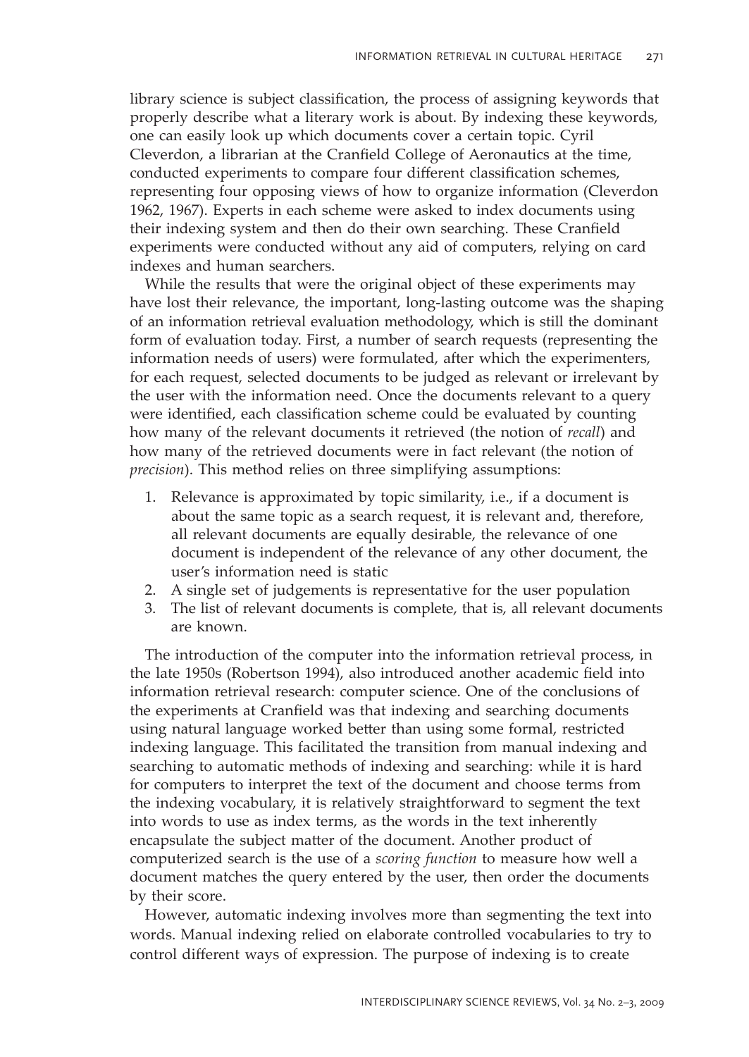library science is subject classification, the process of assigning keywords that properly describe what a literary work is about. By indexing these keywords, one can easily look up which documents cover a certain topic. Cyril Cleverdon, a librarian at the Cranfield College of Aeronautics at the time, conducted experiments to compare four different classification schemes, representing four opposing views of how to organize information (Cleverdon 1962, 1967). Experts in each scheme were asked to index documents using their indexing system and then do their own searching. These Cranfield experiments were conducted without any aid of computers, relying on card indexes and human searchers.

While the results that were the original object of these experiments may have lost their relevance, the important, long-lasting outcome was the shaping of an information retrieval evaluation methodology, which is still the dominant form of evaluation today. First, a number of search requests (representing the information needs of users) were formulated, after which the experimenters, for each request, selected documents to be judged as relevant or irrelevant by the user with the information need. Once the documents relevant to a query were identified, each classification scheme could be evaluated by counting how many of the relevant documents it retrieved (the notion of *recall*) and how many of the retrieved documents were in fact relevant (the notion of *precision*). This method relies on three simplifying assumptions:

1. Relevance is approximated by topic similarity, i.e., if a document is about the same topic as a search request, it is relevant and, therefore, all relevant documents are equally desirable, the relevance of one document is independent of the relevance of any other document, the user's information need is static
2. A single set of judgements is representative for the user population
3. The list of relevant documents is complete, that is, all relevant documents are known.

The introduction of the computer into the information retrieval process, in the late 1950s (Robertson 1994), also introduced another academic field into information retrieval research: computer science. One of the conclusions of the experiments at Cranfield was that indexing and searching documents using natural language worked better than using some formal, restricted indexing language. This facilitated the transition from manual indexing and searching to automatic methods of indexing and searching: while it is hard for computers to interpret the text of the document and choose terms from the indexing vocabulary, it is relatively straightforward to segment the text into words to use as index terms, as the words in the text inherently encapsulate the subject matter of the document. Another product of computerized search is the use of a *scoring function* to measure how well a document matches the query entered by the user, then order the documents by their score.

However, automatic indexing involves more than segmenting the text into words. Manual indexing relied on elaborate controlled vocabularies to try to control different ways of expression. The purpose of indexing is to create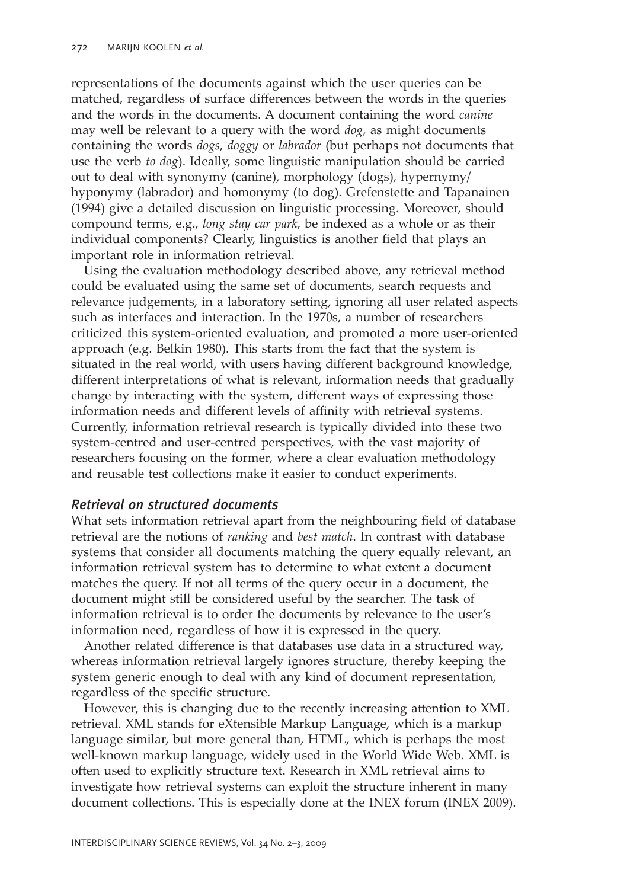representations of the documents against which the user queries can be matched, regardless of surface differences between the words in the queries and the words in the documents. A document containing the word *canine* may well be relevant to a query with the word *dog*, as might documents containing the words *dogs*, *doggy* or *labrador* (but perhaps not documents that use the verb *to dog*). Ideally, some linguistic manipulation should be carried out to deal with synonymy (canine), morphology (dogs), hypernymy/hyponymy (labrador) and homonymy (to dog). Grefenstette and Tapanainen (1994) give a detailed discussion on linguistic processing. Moreover, should compound terms, e.g., *long stay car park*, be indexed as a whole or as their individual components? Clearly, linguistics is another field that plays an important role in information retrieval.

Using the evaluation methodology described above, any retrieval method could be evaluated using the same set of documents, search requests and relevance judgements, in a laboratory setting, ignoring all user related aspects such as interfaces and interaction. In the 1970s, a number of researchers criticized this system-oriented evaluation, and promoted a more user-oriented approach (e.g. Belkin 1980). This starts from the fact that the system is situated in the real world, with users having different background knowledge, different interpretations of what is relevant, information needs that gradually change by interacting with the system, different ways of expressing those information needs and different levels of affinity with retrieval systems. Currently, information retrieval research is typically divided into these two system-centred and user-centred perspectives, with the vast majority of researchers focusing on the former, where a clear evaluation methodology and reusable test collections make it easier to conduct experiments.

### *Retrieval on structured documents*

What sets information retrieval apart from the neighbouring field of database retrieval are the notions of *ranking* and *best match*. In contrast with database systems that consider all documents matching the query equally relevant, an information retrieval system has to determine to what extent a document matches the query. If not all terms of the query occur in a document, the document might still be considered useful by the searcher. The task of information retrieval is to order the documents by relevance to the user's information need, regardless of how it is expressed in the query.

Another related difference is that databases use data in a structured way, whereas information retrieval largely ignores structure, thereby keeping the system generic enough to deal with any kind of document representation, regardless of the specific structure.

However, this is changing due to the recently increasing attention to XML retrieval. XML stands for eXtensible Markup Language, which is a markup language similar, but more general than, HTML, which is perhaps the most well-known markup language, widely used in the World Wide Web. XML is often used to explicitly structure text. Research in XML retrieval aims to investigate how retrieval systems can exploit the structure inherent in many document collections. This is especially done at the INEX forum (INEX 2009).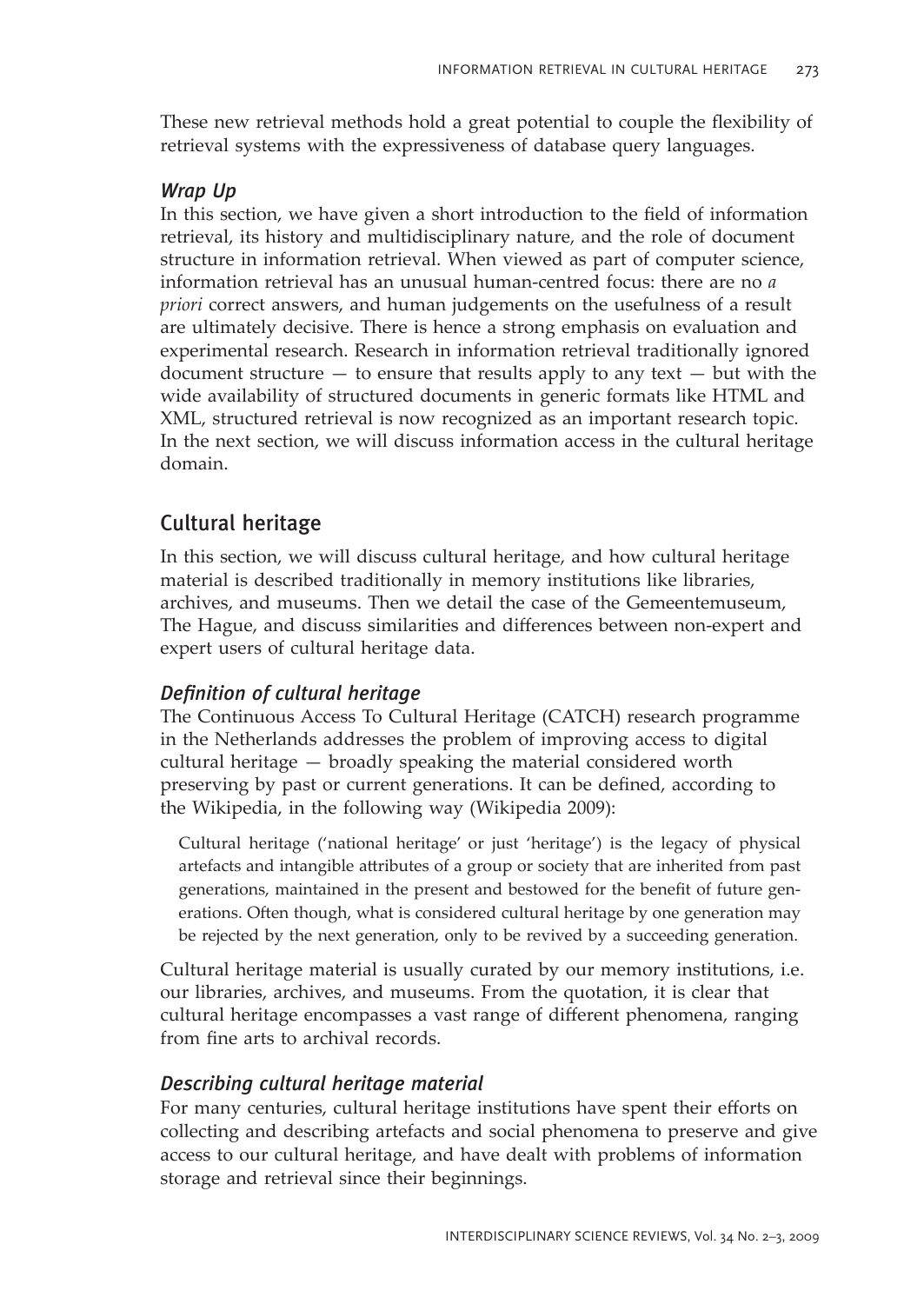These new retrieval methods hold a great potential to couple the flexibility of retrieval systems with the expressiveness of database query languages.

### *Wrap Up*

In this section, we have given a short introduction to the field of information retrieval, its history and multidisciplinary nature, and the role of document structure in information retrieval. When viewed as part of computer science, information retrieval has an unusual human-centred focus: there are no *a priori* correct answers, and human judgements on the usefulness of a result are ultimately decisive. There is hence a strong emphasis on evaluation and experimental research. Research in information retrieval traditionally ignored document structure — to ensure that results apply to any text — but with the wide availability of structured documents in generic formats like HTML and XML, structured retrieval is now recognized as an important research topic. In the next section, we will discuss information access in the cultural heritage domain.

## Cultural heritage

In this section, we will discuss cultural heritage, and how cultural heritage material is described traditionally in memory institutions like libraries, archives, and museums. Then we detail the case of the Gemeentemuseum, The Hague, and discuss similarities and differences between non-expert and expert users of cultural heritage data.

### *Definition of cultural heritage*

The Continuous Access To Cultural Heritage (CATCH) research programme in the Netherlands addresses the problem of improving access to digital cultural heritage — broadly speaking the material considered worth preserving by past or current generations. It can be defined, according to the Wikipedia, in the following way (Wikipedia 2009):

> Cultural heritage ('national heritage' or just 'heritage') is the legacy of physical artefacts and intangible attributes of a group or society that are inherited from past generations, maintained in the present and bestowed for the benefit of future generations. Often though, what is considered cultural heritage by one generation may be rejected by the next generation, only to be revived by a succeeding generation.

Cultural heritage material is usually curated by our memory institutions, i.e. our libraries, archives, and museums. From the quotation, it is clear that cultural heritage encompasses a vast range of different phenomena, ranging from fine arts to archival records.

### *Describing cultural heritage material*

For many centuries, cultural heritage institutions have spent their efforts on collecting and describing artefacts and social phenomena to preserve and give access to our cultural heritage, and have dealt with problems of information storage and retrieval since their beginnings.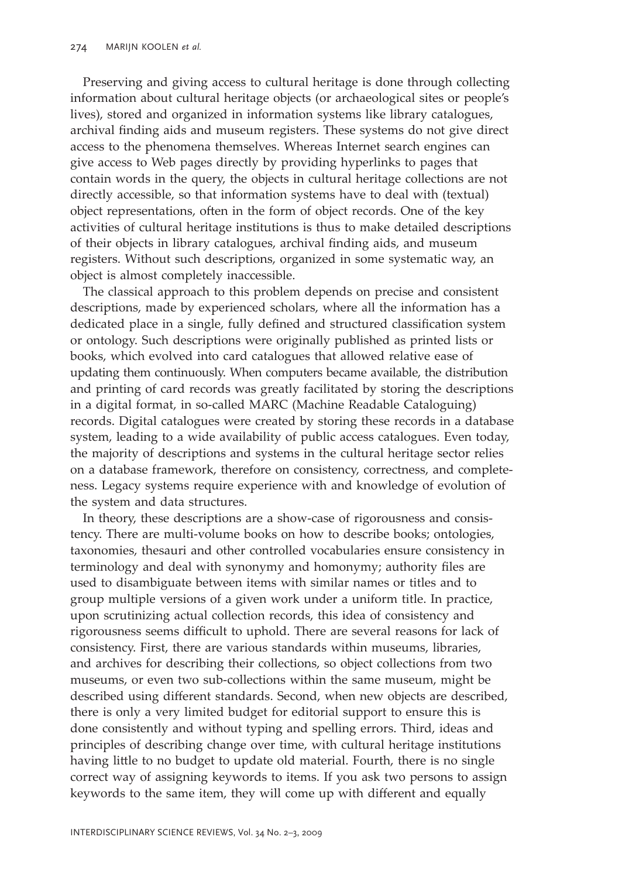Preserving and giving access to cultural heritage is done through collecting information about cultural heritage objects (or archaeological sites or people's lives), stored and organized in information systems like library catalogues, archival finding aids and museum registers. These systems do not give direct access to the phenomena themselves. Whereas Internet search engines can give access to Web pages directly by providing hyperlinks to pages that contain words in the query, the objects in cultural heritage collections are not directly accessible, so that information systems have to deal with (textual) object representations, often in the form of object records. One of the key activities of cultural heritage institutions is thus to make detailed descriptions of their objects in library catalogues, archival finding aids, and museum registers. Without such descriptions, organized in some systematic way, an object is almost completely inaccessible.

The classical approach to this problem depends on precise and consistent descriptions, made by experienced scholars, where all the information has a dedicated place in a single, fully defined and structured classification system or ontology. Such descriptions were originally published as printed lists or books, which evolved into card catalogues that allowed relative ease of updating them continuously. When computers became available, the distribution and printing of card records was greatly facilitated by storing the descriptions in a digital format, in so-called MARC (Machine Readable Cataloguing) records. Digital catalogues were created by storing these records in a database system, leading to a wide availability of public access catalogues. Even today, the majority of descriptions and systems in the cultural heritage sector relies on a database framework, therefore on consistency, correctness, and completeness. Legacy systems require experience with and knowledge of evolution of the system and data structures.

In theory, these descriptions are a show-case of rigorousness and consistency. There are multi-volume books on how to describe books; ontologies, taxonomies, thesauri and other controlled vocabularies ensure consistency in terminology and deal with synonymy and homonymy; authority files are used to disambiguate between items with similar names or titles and to group multiple versions of a given work under a uniform title. In practice, upon scrutinizing actual collection records, this idea of consistency and rigorousness seems difficult to uphold. There are several reasons for lack of consistency. First, there are various standards within museums, libraries, and archives for describing their collections, so object collections from two museums, or even two sub-collections within the same museum, might be described using different standards. Second, when new objects are described, there is only a very limited budget for editorial support to ensure this is done consistently and without typing and spelling errors. Third, ideas and principles of describing change over time, with cultural heritage institutions having little to no budget to update old material. Fourth, there is no single correct way of assigning keywords to items. If you ask two persons to assign keywords to the same item, they will come up with different and equally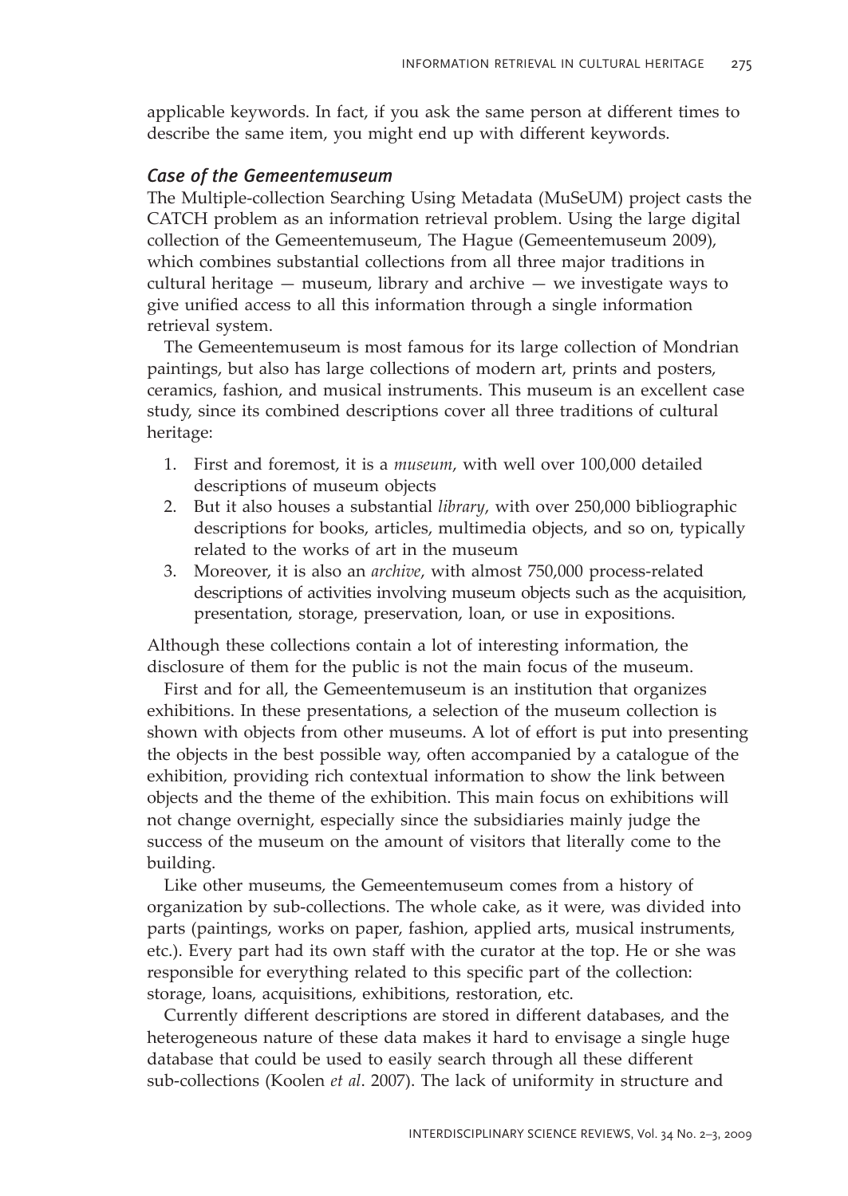applicable keywords. In fact, if you ask the same person at different times to describe the same item, you might end up with different keywords.

### *Case of the Gemeentemuseum*

The Multiple-collection Searching Using Metadata (MuSeUM) project casts the CATCH problem as an information retrieval problem. Using the large digital collection of the Gemeentemuseum, The Hague (Gemeentemuseum 2009), which combines substantial collections from all three major traditions in cultural heritage — museum, library and archive — we investigate ways to give unified access to all this information through a single information retrieval system.

The Gemeentemuseum is most famous for its large collection of Mondrian paintings, but also has large collections of modern art, prints and posters, ceramics, fashion, and musical instruments. This museum is an excellent case study, since its combined descriptions cover all three traditions of cultural heritage:

1. First and foremost, it is a *museum*, with well over 100,000 detailed descriptions of museum objects
2. But it also houses a substantial *library*, with over 250,000 bibliographic descriptions for books, articles, multimedia objects, and so on, typically related to the works of art in the museum
3. Moreover, it is also an *archive*, with almost 750,000 process-related descriptions of activities involving museum objects such as the acquisition, presentation, storage, preservation, loan, or use in expositions.

Although these collections contain a lot of interesting information, the disclosure of them for the public is not the main focus of the museum.

First and for all, the Gemeentemuseum is an institution that organizes exhibitions. In these presentations, a selection of the museum collection is shown with objects from other museums. A lot of effort is put into presenting the objects in the best possible way, often accompanied by a catalogue of the exhibition, providing rich contextual information to show the link between objects and the theme of the exhibition. This main focus on exhibitions will not change overnight, especially since the subsidiaries mainly judge the success of the museum on the amount of visitors that literally come to the building.

Like other museums, the Gemeentemuseum comes from a history of organization by sub-collections. The whole cake, as it were, was divided into parts (paintings, works on paper, fashion, applied arts, musical instruments, etc.). Every part had its own staff with the curator at the top. He or she was responsible for everything related to this specific part of the collection: storage, loans, acquisitions, exhibitions, restoration, etc.

Currently different descriptions are stored in different databases, and the heterogeneous nature of these data makes it hard to envisage a single huge database that could be used to easily search through all these different sub-collections (Koolen *et al*. 2007). The lack of uniformity in structure and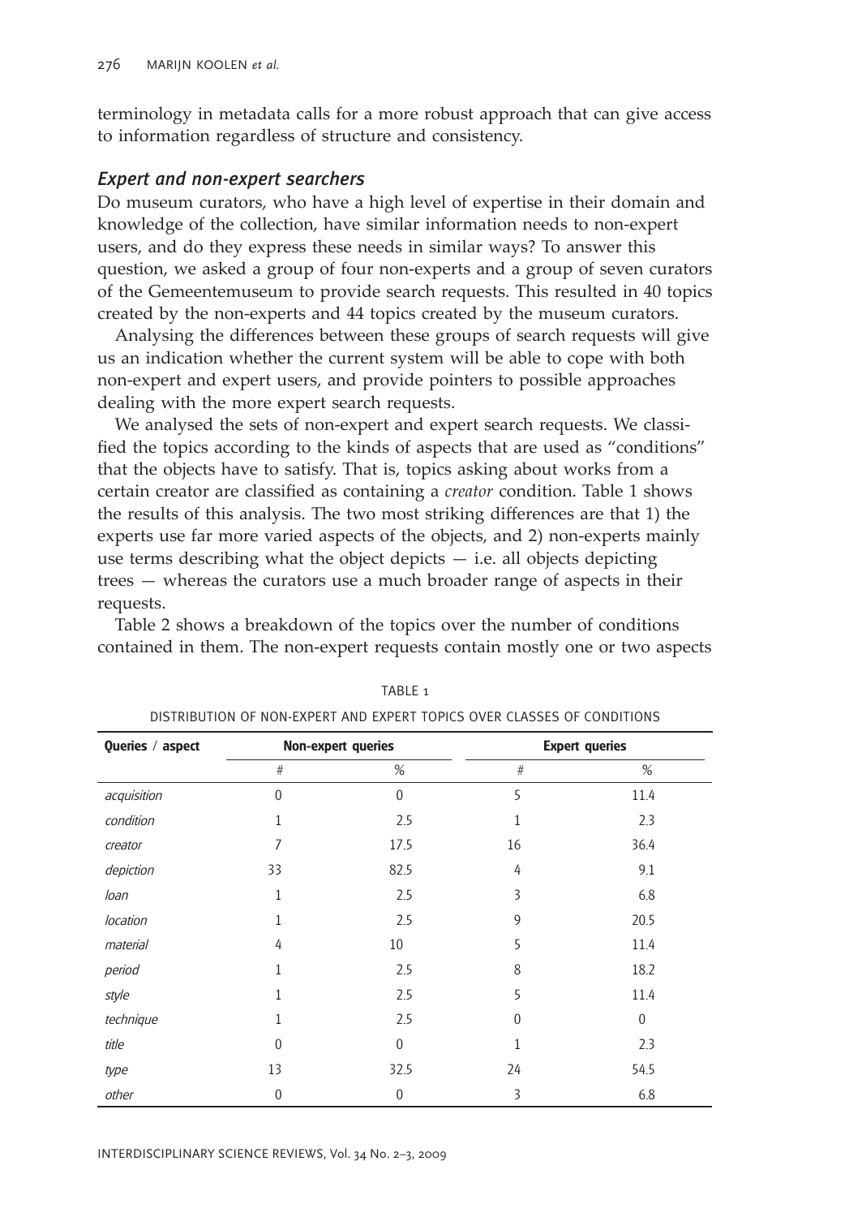terminology in metadata calls for a more robust approach that can give access to information regardless of structure and consistency.

### *Expert and non-expert searchers*

Do museum curators, who have a high level of expertise in their domain and knowledge of the collection, have similar information needs to non-expert users, and do they express these needs in similar ways? To answer this question, we asked a group of four non-experts and a group of seven curators of the Gemeentemuseum to provide search requests. This resulted in 40 topics created by the non-experts and 44 topics created by the museum curators.

Analysing the differences between these groups of search requests will give us an indication whether the current system will be able to cope with both non-expert and expert users, and provide pointers to possible approaches dealing with the more expert search requests.

We analysed the sets of non-expert and expert search requests. We classified the topics according to the kinds of aspects that are used as "conditions" that the objects have to satisfy. That is, topics asking about works from a certain creator are classified as containing a *creator* condition. Table 1 shows the results of this analysis. The two most striking differences are that 1) the experts use far more varied aspects of the objects, and 2) non-experts mainly use terms describing what the object depicts — i.e. all objects depicting trees — whereas the curators use a much broader range of aspects in their requests.

Table 2 shows a breakdown of the topics over the number of conditions contained in them. The non-expert requests contain mostly one or two aspects

TABLE 1

DISTRIBUTION OF NON-EXPERT AND EXPERT TOPICS OVER CLASSES OF CONDITIONS

| Queries / aspect | Non-expert queries | | Expert queries | |
|---|---|---|---|---|
| | # | % | # | % |
| *acquisition* | 0 | 0 | 5 | 11.4 |
| *condition* | 1 | 2.5 | 1 | 2.3 |
| *creator* | 7 | 17.5 | 16 | 36.4 |
| *depiction* | 33 | 82.5 | 4 | 9.1 |
| *loan* | 1 | 2.5 | 3 | 6.8 |
| *location* | 1 | 2.5 | 9 | 20.5 |
| *material* | 4 | 10 | 5 | 11.4 |
| *period* | 1 | 2.5 | 8 | 18.2 |
| *style* | 1 | 2.5 | 5 | 11.4 |
| *technique* | 1 | 2.5 | 0 | 0 |
| *title* | 0 | 0 | 1 | 2.3 |
| *type* | 13 | 32.5 | 24 | 54.5 |
| *other* | 0 | 0 | 3 | 6.8 |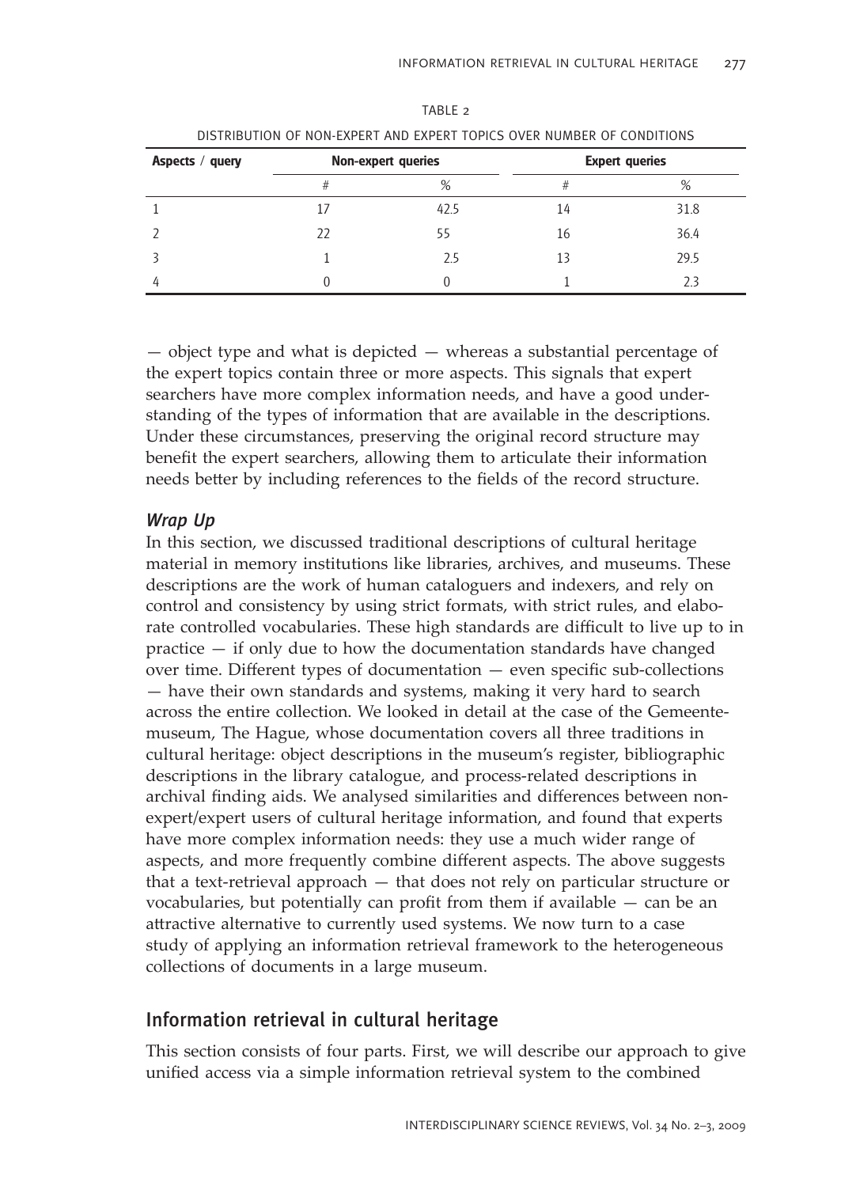TABLE 2

DISTRIBUTION OF NON-EXPERT AND EXPERT TOPICS OVER NUMBER OF CONDITIONS

| Aspects / query | Non-expert queries | | Expert queries | |
|---|---|---|---|---|
| | # | % | # | % |
| 1 | 17 | 42.5 | 14 | 31.8 |
| 2 | 22 | 55 | 16 | 36.4 |
| 3 | 1 | 2.5 | 13 | 29.5 |
| 4 | 0 | 0 | 1 | 2.3 |

— object type and what is depicted — whereas a substantial percentage of the expert topics contain three or more aspects. This signals that expert searchers have more complex information needs, and have a good understanding of the types of information that are available in the descriptions. Under these circumstances, preserving the original record structure may benefit the expert searchers, allowing them to articulate their information needs better by including references to the fields of the record structure.

### *Wrap Up*

In this section, we discussed traditional descriptions of cultural heritage material in memory institutions like libraries, archives, and museums. These descriptions are the work of human cataloguers and indexers, and rely on control and consistency by using strict formats, with strict rules, and elaborate controlled vocabularies. These high standards are difficult to live up to in practice — if only due to how the documentation standards have changed over time. Different types of documentation — even specific sub-collections — have their own standards and systems, making it very hard to search across the entire collection. We looked in detail at the case of the Gemeentemuseum, The Hague, whose documentation covers all three traditions in cultural heritage: object descriptions in the museum's register, bibliographic descriptions in the library catalogue, and process-related descriptions in archival finding aids. We analysed similarities and differences between non-expert/expert users of cultural heritage information, and found that experts have more complex information needs: they use a much wider range of aspects, and more frequently combine different aspects. The above suggests that a text-retrieval approach — that does not rely on particular structure or vocabularies, but potentially can profit from them if available — can be an attractive alternative to currently used systems. We now turn to a case study of applying an information retrieval framework to the heterogeneous collections of documents in a large museum.

## Information retrieval in cultural heritage

This section consists of four parts. First, we will describe our approach to give unified access via a simple information retrieval system to the combined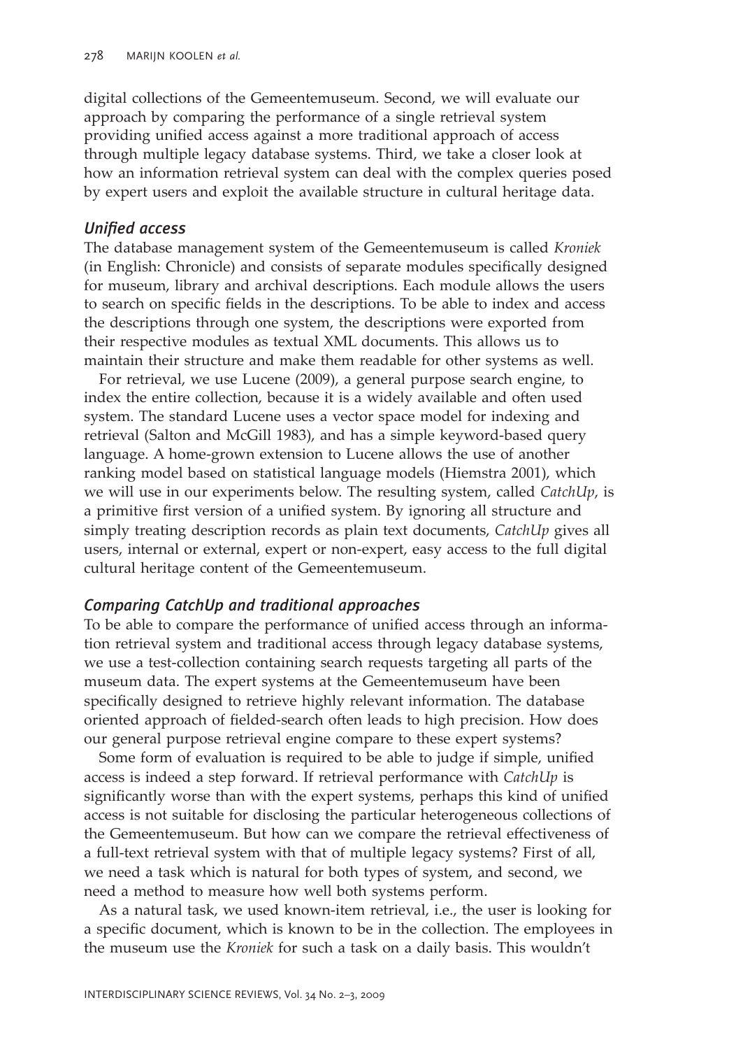digital collections of the Gemeentemuseum. Second, we will evaluate our approach by comparing the performance of a single retrieval system providing unified access against a more traditional approach of access through multiple legacy database systems. Third, we take a closer look at how an information retrieval system can deal with the complex queries posed by expert users and exploit the available structure in cultural heritage data.

### *Unified access*

The database management system of the Gemeentemuseum is called *Kroniek* (in English: Chronicle) and consists of separate modules specifically designed for museum, library and archival descriptions. Each module allows the users to search on specific fields in the descriptions. To be able to index and access the descriptions through one system, the descriptions were exported from their respective modules as textual XML documents. This allows us to maintain their structure and make them readable for other systems as well.

For retrieval, we use Lucene (2009), a general purpose search engine, to index the entire collection, because it is a widely available and often used system. The standard Lucene uses a vector space model for indexing and retrieval (Salton and McGill 1983), and has a simple keyword-based query language. A home-grown extension to Lucene allows the use of another ranking model based on statistical language models (Hiemstra 2001), which we will use in our experiments below. The resulting system, called *CatchUp*, is a primitive first version of a unified system. By ignoring all structure and simply treating description records as plain text documents, *CatchUp* gives all users, internal or external, expert or non-expert, easy access to the full digital cultural heritage content of the Gemeentemuseum.

### *Comparing CatchUp and traditional approaches*

To be able to compare the performance of unified access through an information retrieval system and traditional access through legacy database systems, we use a test-collection containing search requests targeting all parts of the museum data. The expert systems at the Gemeentemuseum have been specifically designed to retrieve highly relevant information. The database oriented approach of fielded-search often leads to high precision. How does our general purpose retrieval engine compare to these expert systems?

Some form of evaluation is required to be able to judge if simple, unified access is indeed a step forward. If retrieval performance with *CatchUp* is significantly worse than with the expert systems, perhaps this kind of unified access is not suitable for disclosing the particular heterogeneous collections of the Gemeentemuseum. But how can we compare the retrieval effectiveness of a full-text retrieval system with that of multiple legacy systems? First of all, we need a task which is natural for both types of system, and second, we need a method to measure how well both systems perform.

As a natural task, we used known-item retrieval, i.e., the user is looking for a specific document, which is known to be in the collection. The employees in the museum use the *Kroniek* for such a task on a daily basis. This wouldn't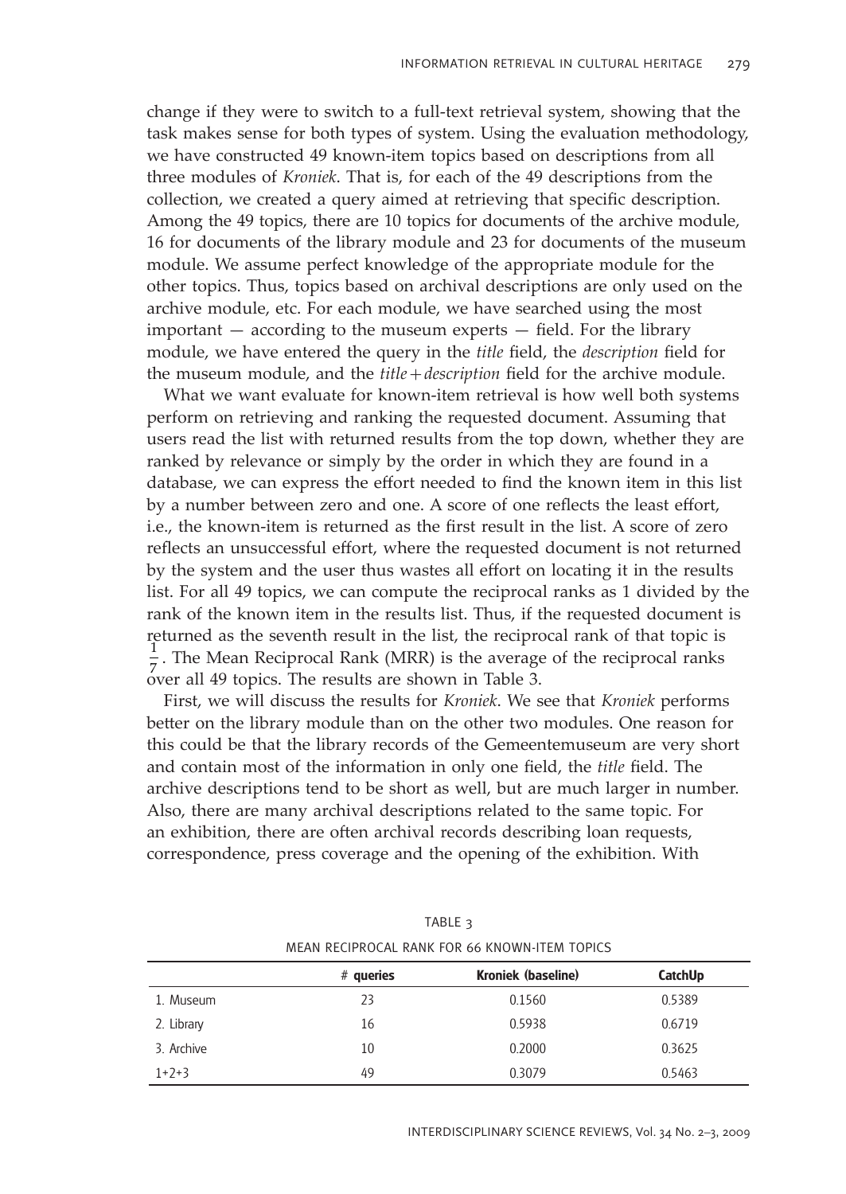change if they were to switch to a full-text retrieval system, showing that the task makes sense for both types of system. Using the evaluation methodology, we have constructed 49 known-item topics based on descriptions from all three modules of *Kroniek*. That is, for each of the 49 descriptions from the collection, we created a query aimed at retrieving that specific description. Among the 49 topics, there are 10 topics for documents of the archive module, 16 for documents of the library module and 23 for documents of the museum module. We assume perfect knowledge of the appropriate module for the other topics. Thus, topics based on archival descriptions are only used on the archive module, etc. For each module, we have searched using the most important — according to the museum experts — field. For the library module, we have entered the query in the *title* field, the *description* field for the museum module, and the *title + description* field for the archive module.

What we want evaluate for known-item retrieval is how well both systems perform on retrieving and ranking the requested document. Assuming that users read the list with returned results from the top down, whether they are ranked by relevance or simply by the order in which they are found in a database, we can express the effort needed to find the known item in this list by a number between zero and one. A score of one reflects the least effort, i.e., the known-item is returned as the first result in the list. A score of zero reflects an unsuccessful effort, where the requested document is not returned by the system and the user thus wastes all effort on locating it in the results list. For all 49 topics, we can compute the reciprocal ranks as 1 divided by the rank of the known item in the results list. Thus, if the requested document is returned as the seventh result in the list, the reciprocal rank of that topic is $\frac{1}{7}$. The Mean Reciprocal Rank (MRR) is the average of the reciprocal ranks over all 49 topics. The results are shown in Table 3.

First, we will discuss the results for *Kroniek*. We see that *Kroniek* performs better on the library module than on the other two modules. One reason for this could be that the library records of the Gemeentemuseum are very short and contain most of the information in only one field, the *title* field. The archive descriptions tend to be short as well, but are much larger in number. Also, there are many archival descriptions related to the same topic. For an exhibition, there are often archival records describing loan requests, correspondence, press coverage and the opening of the exhibition. With

TABLE 3

MEAN RECIPROCAL RANK FOR 66 KNOWN-ITEM TOPICS

| | # queries | Kroniek (baseline) | CatchUp |
|---|---|---|---|
| 1. Museum | 23 | 0.1560 | 0.5389 |
| 2. Library | 16 | 0.5938 | 0.6719 |
| 3. Archive | 10 | 0.2000 | 0.3625 |
| 1+2+3 | 49 | 0.3079 | 0.5463 |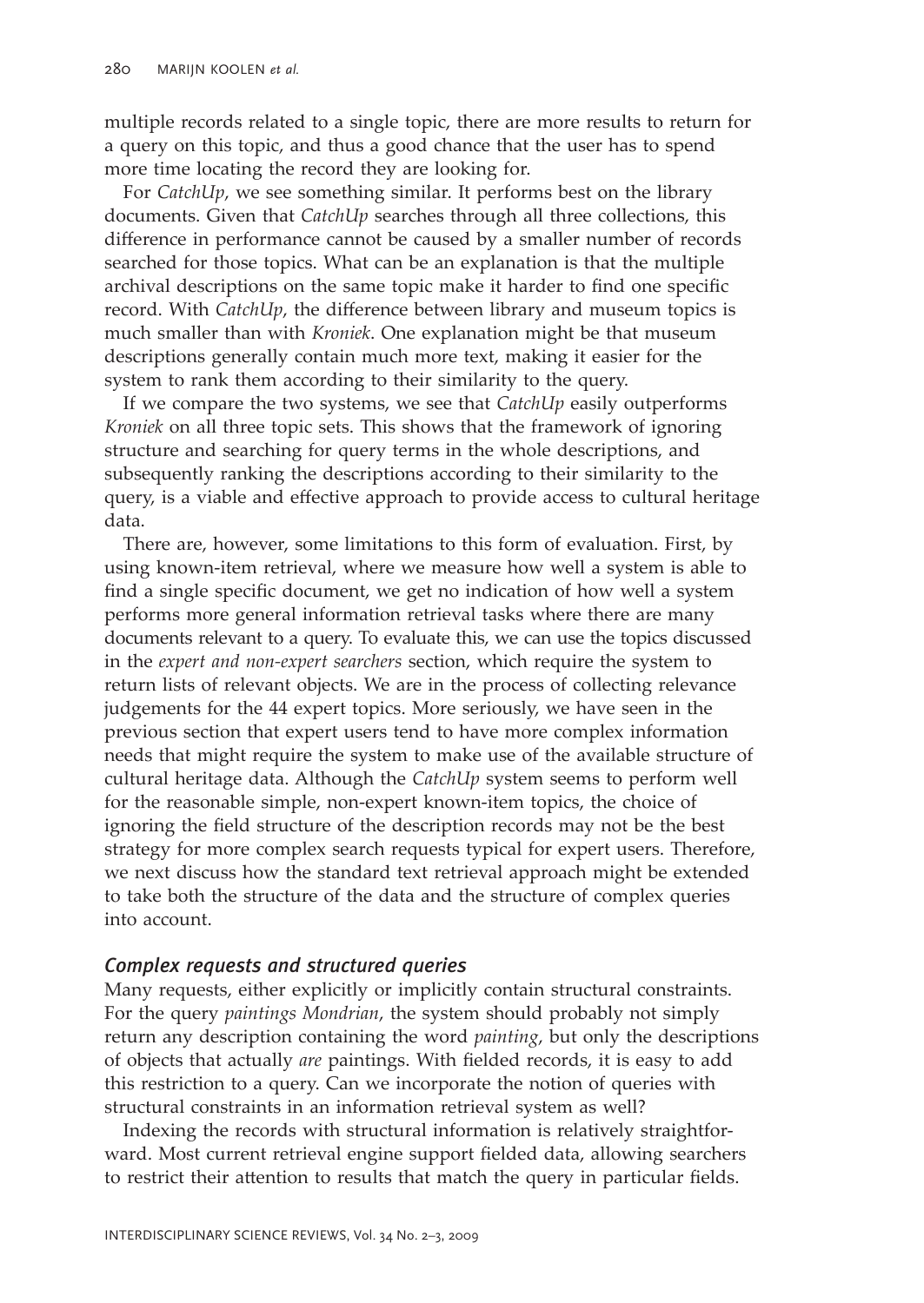multiple records related to a single topic, there are more results to return for a query on this topic, and thus a good chance that the user has to spend more time locating the record they are looking for.

For *CatchUp*, we see something similar. It performs best on the library documents. Given that *CatchUp* searches through all three collections, this difference in performance cannot be caused by a smaller number of records searched for those topics. What can be an explanation is that the multiple archival descriptions on the same topic make it harder to find one specific record. With *CatchUp*, the difference between library and museum topics is much smaller than with *Kroniek*. One explanation might be that museum descriptions generally contain much more text, making it easier for the system to rank them according to their similarity to the query.

If we compare the two systems, we see that *CatchUp* easily outperforms *Kroniek* on all three topic sets. This shows that the framework of ignoring structure and searching for query terms in the whole descriptions, and subsequently ranking the descriptions according to their similarity to the query, is a viable and effective approach to provide access to cultural heritage data.

There are, however, some limitations to this form of evaluation. First, by using known-item retrieval, where we measure how well a system is able to find a single specific document, we get no indication of how well a system performs more general information retrieval tasks where there are many documents relevant to a query. To evaluate this, we can use the topics discussed in the *expert and non-expert searchers* section, which require the system to return lists of relevant objects. We are in the process of collecting relevance judgements for the 44 expert topics. More seriously, we have seen in the previous section that expert users tend to have more complex information needs that might require the system to make use of the available structure of cultural heritage data. Although the *CatchUp* system seems to perform well for the reasonable simple, non-expert known-item topics, the choice of ignoring the field structure of the description records may not be the best strategy for more complex search requests typical for expert users. Therefore, we next discuss how the standard text retrieval approach might be extended to take both the structure of the data and the structure of complex queries into account.

### *Complex requests and structured queries*

Many requests, either explicitly or implicitly contain structural constraints. For the query *paintings Mondrian*, the system should probably not simply return any description containing the word *painting*, but only the descriptions of objects that actually *are* paintings. With fielded records, it is easy to add this restriction to a query. Can we incorporate the notion of queries with structural constraints in an information retrieval system as well?

Indexing the records with structural information is relatively straightforward. Most current retrieval engine support fielded data, allowing searchers to restrict their attention to results that match the query in particular fields.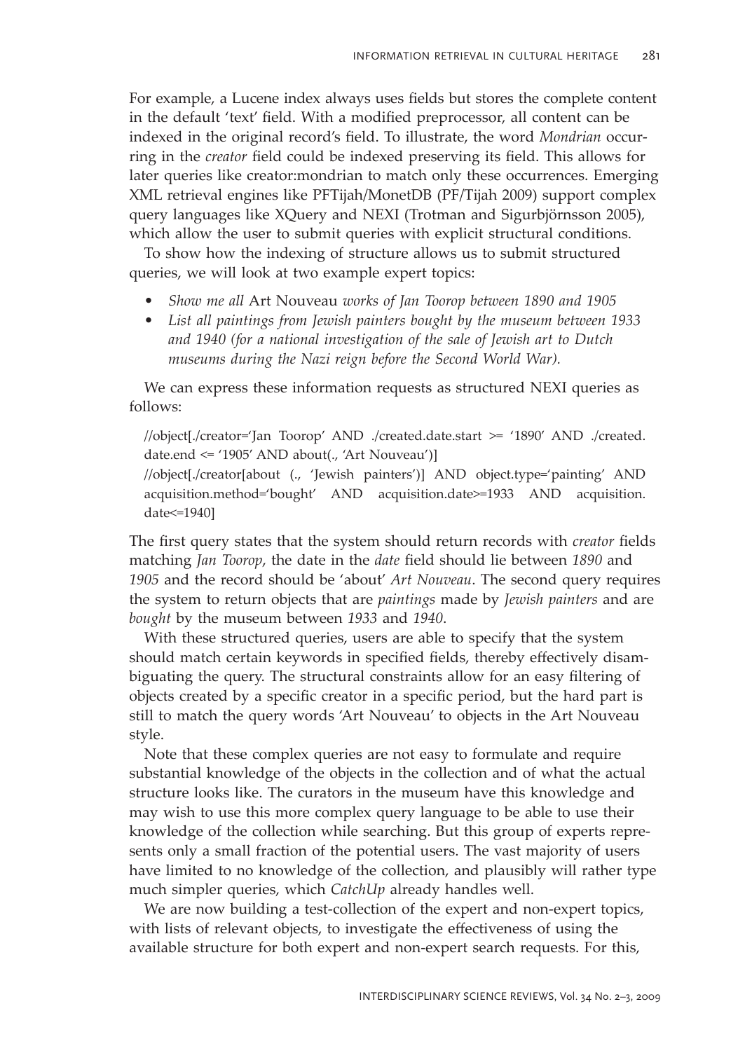For example, a Lucene index always uses fields but stores the complete content in the default 'text' field. With a modified preprocessor, all content can be indexed in the original record's field. To illustrate, the word *Mondrian* occurring in the *creator* field could be indexed preserving its field. This allows for later queries like creator:mondrian to match only these occurrences. Emerging XML retrieval engines like PFTijah/MonetDB (PF/Tijah 2009) support complex query languages like XQuery and NEXI (Trotman and Sigurbjörnsson 2005), which allow the user to submit queries with explicit structural conditions.

To show how the indexing of structure allows us to submit structured queries, we will look at two example expert topics:

- *Show me all* Art Nouveau *works of Jan Toorop between 1890 and 1905*
- *List all paintings from Jewish painters bought by the museum between 1933 and 1940 (for a national investigation of the sale of Jewish art to Dutch museums during the Nazi reign before the Second World War).*

We can express these information requests as structured NEXI queries as follows:

```
//object[./creator='Jan Toorop' AND ./created.date.start >= '1890' AND ./created.date.end <= '1905' AND about(., 'Art Nouveau')]
//object[./creator[about (., 'Jewish painters')] AND object.type='painting' AND acquisition.method='bought' AND acquisition.date>=1933 AND acquisition.date<=1940]
```

The first query states that the system should return records with *creator* fields matching *Jan Toorop*, the date in the *date* field should lie between *1890* and *1905* and the record should be 'about' *Art Nouveau*. The second query requires the system to return objects that are *paintings* made by *Jewish painters* and are *bought* by the museum between *1933* and *1940*.

With these structured queries, users are able to specify that the system should match certain keywords in specified fields, thereby effectively disambiguating the query. The structural constraints allow for an easy filtering of objects created by a specific creator in a specific period, but the hard part is still to match the query words 'Art Nouveau' to objects in the Art Nouveau style.

Note that these complex queries are not easy to formulate and require substantial knowledge of the objects in the collection and of what the actual structure looks like. The curators in the museum have this knowledge and may wish to use this more complex query language to be able to use their knowledge of the collection while searching. But this group of experts represents only a small fraction of the potential users. The vast majority of users have limited to no knowledge of the collection, and plausibly will rather type much simpler queries, which *CatchUp* already handles well.

We are now building a test-collection of the expert and non-expert topics, with lists of relevant objects, to investigate the effectiveness of using the available structure for both expert and non-expert search requests. For this,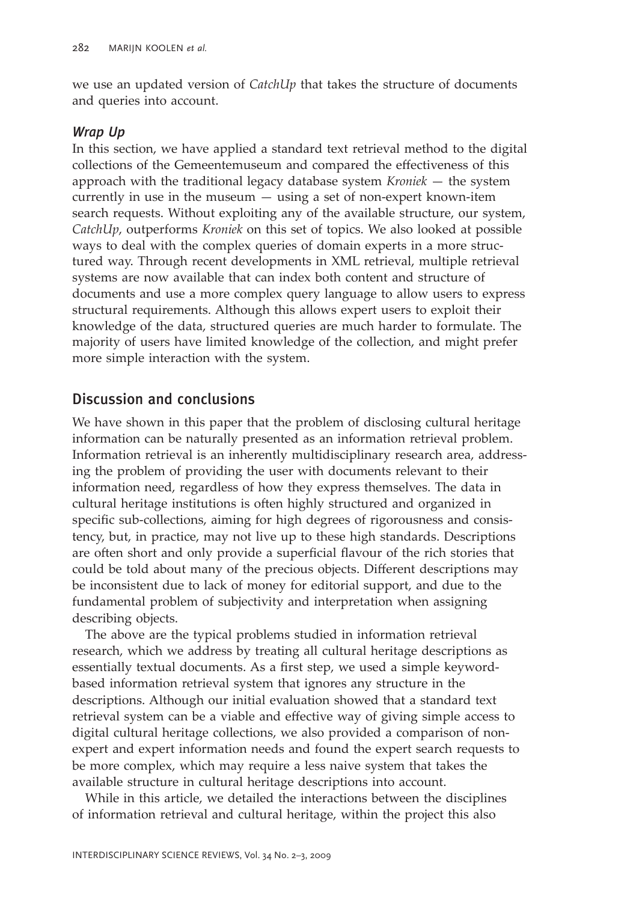we use an updated version of *CatchUp* that takes the structure of documents and queries into account.

### *Wrap Up*

In this section, we have applied a standard text retrieval method to the digital collections of the Gemeentemuseum and compared the effectiveness of this approach with the traditional legacy database system *Kroniek* — the system currently in use in the museum — using a set of non-expert known-item search requests. Without exploiting any of the available structure, our system, *CatchUp*, outperforms *Kroniek* on this set of topics. We also looked at possible ways to deal with the complex queries of domain experts in a more structured way. Through recent developments in XML retrieval, multiple retrieval systems are now available that can index both content and structure of documents and use a more complex query language to allow users to express structural requirements. Although this allows expert users to exploit their knowledge of the data, structured queries are much harder to formulate. The majority of users have limited knowledge of the collection, and might prefer more simple interaction with the system.

## Discussion and conclusions

We have shown in this paper that the problem of disclosing cultural heritage information can be naturally presented as an information retrieval problem. Information retrieval is an inherently multidisciplinary research area, addressing the problem of providing the user with documents relevant to their information need, regardless of how they express themselves. The data in cultural heritage institutions is often highly structured and organized in specific sub-collections, aiming for high degrees of rigorousness and consistency, but, in practice, may not live up to these high standards. Descriptions are often short and only provide a superficial flavour of the rich stories that could be told about many of the precious objects. Different descriptions may be inconsistent due to lack of money for editorial support, and due to the fundamental problem of subjectivity and interpretation when assigning describing objects.

The above are the typical problems studied in information retrieval research, which we address by treating all cultural heritage descriptions as essentially textual documents. As a first step, we used a simple keyword-based information retrieval system that ignores any structure in the descriptions. Although our initial evaluation showed that a standard text retrieval system can be a viable and effective way of giving simple access to digital cultural heritage collections, we also provided a comparison of non-expert and expert information needs and found the expert search requests to be more complex, which may require a less naive system that takes the available structure in cultural heritage descriptions into account.

While in this article, we detailed the interactions between the disciplines of information retrieval and cultural heritage, within the project this also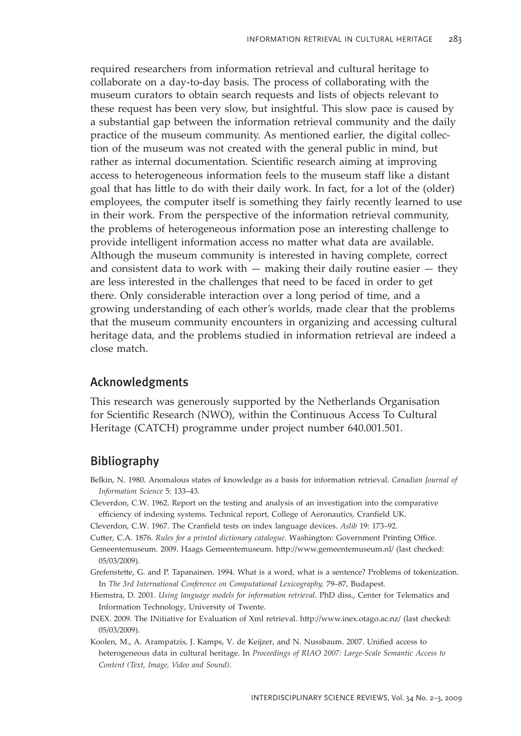required researchers from information retrieval and cultural heritage to collaborate on a day-to-day basis. The process of collaborating with the museum curators to obtain search requests and lists of objects relevant to these request has been very slow, but insightful. This slow pace is caused by a substantial gap between the information retrieval community and the daily practice of the museum community. As mentioned earlier, the digital collection of the museum was not created with the general public in mind, but rather as internal documentation. Scientific research aiming at improving access to heterogeneous information feels to the museum staff like a distant goal that has little to do with their daily work. In fact, for a lot of the (older) employees, the computer itself is something they fairly recently learned to use in their work. From the perspective of the information retrieval community, the problems of heterogeneous information pose an interesting challenge to provide intelligent information access no matter what data are available. Although the museum community is interested in having complete, correct and consistent data to work with — making their daily routine easier — they are less interested in the challenges that need to be faced in order to get there. Only considerable interaction over a long period of time, and a growing understanding of each other's worlds, made clear that the problems that the museum community encounters in organizing and accessing cultural heritage data, and the problems studied in information retrieval are indeed a close match.

## Acknowledgments

This research was generously supported by the Netherlands Organisation for Scientific Research (NWO), within the Continuous Access To Cultural Heritage (CATCH) programme under project number 640.001.501.

## Bibliography

Belkin, N. 1980. Anomalous states of knowledge as a basis for information retrieval. *Canadian Journal of Information Science* 5: 133–43.

Cleverdon, C.W. 1962. Report on the testing and analysis of an investigation into the comparative efficiency of indexing systems. Technical report, College of Aeronautics, Cranfield UK.

Cleverdon, C.W. 1967. The Cranfield tests on index language devices. *Aslib* 19: 173–92.

Cutter, C.A. 1876. *Rules for a printed dictionary catalogue*. Washington: Government Printing Office.

Gemeentemuseum. 2009. Haags Gemeentemuseum. http://www.gemeentemuseum.nl/ (last checked: 05/03/2009).

Grefenstette, G. and P. Tapanainen. 1994. What is a word, what is a sentence? Problems of tokenization. In *The 3rd International Conference on Computational Lexicography,* 79–87, Budapest.

Hiemstra, D. 2001. *Using language models for information retrieval*. PhD diss., Center for Telematics and Information Technology, University of Twente.

INEX. 2009. The INitiative for Evaluation of Xml retrieval. http://www.inex.otago.ac.nz/ (last checked: 05/03/2009).

Koolen, M., A. Arampatzis, J. Kamps, V. de Keijzer, and N. Nussbaum. 2007. Unified access to heterogeneous data in cultural heritage. In *Proceedings of RIAO 2007: Large-Scale Semantic Access to Content (Text, Image, Video and Sound)*.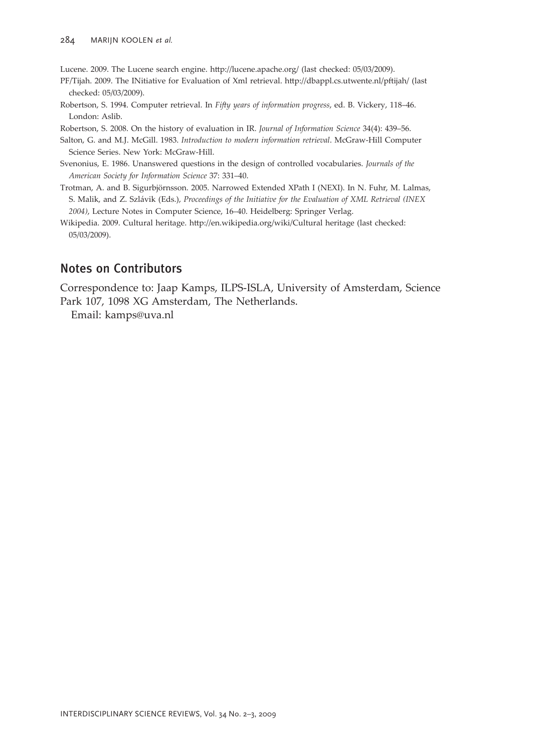Lucene. 2009. The Lucene search engine. http://lucene.apache.org/ (last checked: 05/03/2009).

PF/Tijah. 2009. The INitiative for Evaluation of Xml retrieval. http://dbappl.cs.utwente.nl/pftijah/ (last checked: 05/03/2009).

Robertson, S. 1994. Computer retrieval. In *Fifty years of information progress*, ed. B. Vickery, 118–46. London: Aslib.

Robertson, S. 2008. On the history of evaluation in IR. *Journal of Information Science* 34(4): 439–56.

Salton, G. and M.J. McGill. 1983. *Introduction to modern information retrieval*. McGraw-Hill Computer Science Series. New York: McGraw-Hill.

Svenonius, E. 1986. Unanswered questions in the design of controlled vocabularies. *Journals of the American Society for Information Science* 37: 331–40.

Trotman, A. and B. Sigurbjörnsson. 2005. Narrowed Extended XPath I (NEXI). In N. Fuhr, M. Lalmas, S. Malik, and Z. Szlávik (Eds.), *Proceedings of the Initiative for the Evaluation of XML Retrieval (INEX 2004)*, Lecture Notes in Computer Science, 16–40. Heidelberg: Springer Verlag.

Wikipedia. 2009. Cultural heritage. http://en.wikipedia.org/wiki/Cultural heritage (last checked: 05/03/2009).

## Notes on Contributors

Correspondence to: Jaap Kamps, ILPS-ISLA, University of Amsterdam, Science Park 107, 1098 XG Amsterdam, The Netherlands.
Email: kamps@uva.nl